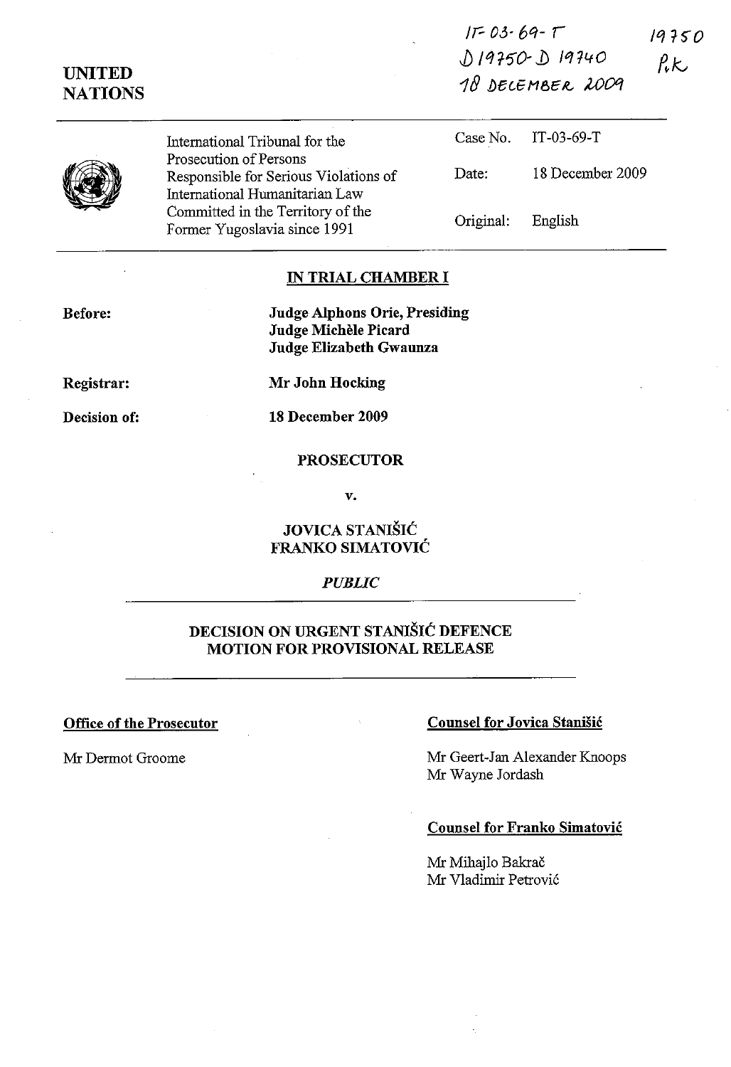IT-03-69-T
D19750-D19740
18 DECEMBER 2009

19750
P.K.

**UNITED NATIONS**

| | | |
|---|---|---|
| International Tribunal for the Prosecution of Persons Responsible for Serious Violations of International Humanitarian Law Committed in the Territory of the Former Yugoslavia since 1991 | Case No. | IT-03-69-T |
| | Date: | 18 December 2009 |
| | Original: | English |

## IN TRIAL CHAMBER I

**Before:** **Judge Alphons Orie, Presiding**
**Judge Michèle Picard**
**Judge Elizabeth Gwaunza**

**Registrar:** **Mr John Hocking**

**Decision of:** **18 December 2009**

**PROSECUTOR**

**v.**

**JOVICA STANIŠIĆ**
**FRANKO SIMATOVIĆ**

*PUBLIC*

## DECISION ON URGENT STANIŠIĆ DEFENCE MOTION FOR PROVISIONAL RELEASE

**Office of the Prosecutor**

Mr Dermot Groome

**Counsel for Jovica Stanišić**

Mr Geert-Jan Alexander Knoops
Mr Wayne Jordash

**Counsel for Franko Simatović**

Mr Mihajlo Bakrač
Mr Vladimir Petrović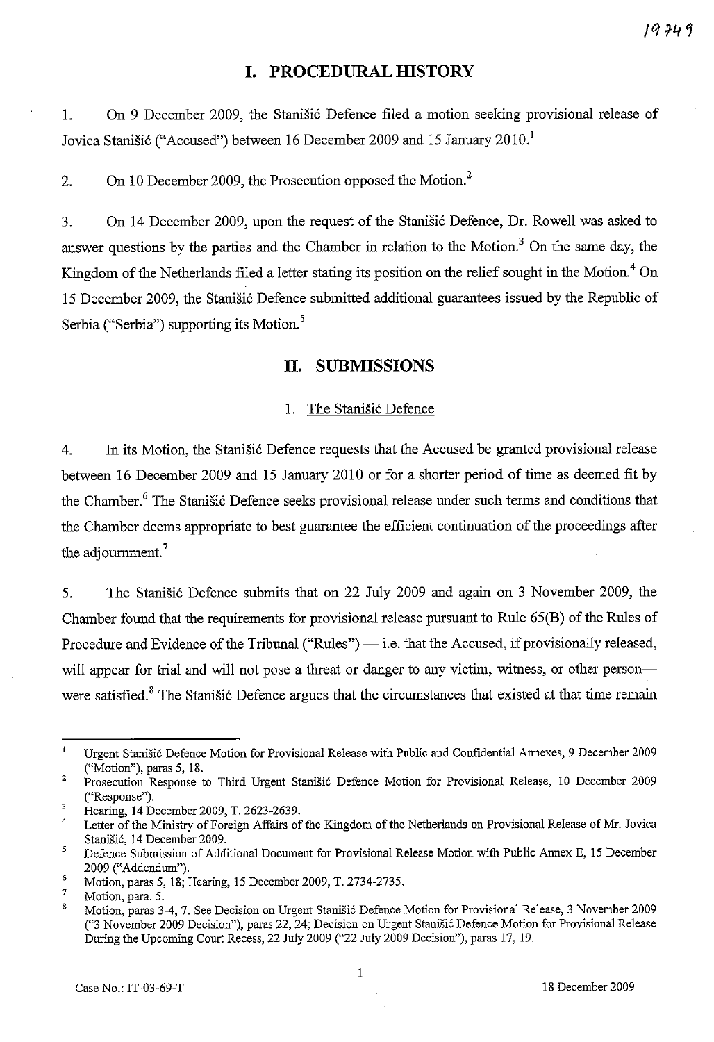## I. PROCEDURAL HISTORY

1. On 9 December 2009, the Stanišić Defence filed a motion seeking provisional release of Jovica Stanišić ("Accused") between 16 December 2009 and 15 January 2010.[1]

2. On 10 December 2009, the Prosecution opposed the Motion.[2]

3. On 14 December 2009, upon the request of the Stanišić Defence, Dr. Rowell was asked to answer questions by the parties and the Chamber in relation to the Motion.[3] On the same day, the Kingdom of the Netherlands filed a letter stating its position on the relief sought in the Motion.[4] On 15 December 2009, the Stanišić Defence submitted additional guarantees issued by the Republic of Serbia ("Serbia") supporting its Motion.[5]

## II. SUBMISSIONS

### 1. The Stanišić Defence

4. In its Motion, the Stanišić Defence requests that the Accused be granted provisional release between 16 December 2009 and 15 January 2010 or for a shorter period of time as deemed fit by the Chamber.[6] The Stanišić Defence seeks provisional release under such terms and conditions that the Chamber deems appropriate to best guarantee the efficient continuation of the proceedings after the adjournment.[7]

5. The Stanišić Defence submits that on 22 July 2009 and again on 3 November 2009, the Chamber found that the requirements for provisional release pursuant to Rule 65(B) of the Rules of Procedure and Evidence of the Tribunal ("Rules") — i.e. that the Accused, if provisionally released, will appear for trial and will not pose a threat or danger to any victim, witness, or other person— were satisfied.[8] The Stanišić Defence argues that the circumstances that existed at that time remain

---

[1] Urgent Stanišić Defence Motion for Provisional Release with Public and Confidential Annexes, 9 December 2009 ("Motion"), paras 5, 18.

[2] Prosecution Response to Third Urgent Stanišić Defence Motion for Provisional Release, 10 December 2009 ("Response").

[3] Hearing, 14 December 2009, T. 2623-2639.

[4] Letter of the Ministry of Foreign Affairs of the Kingdom of the Netherlands on Provisional Release of Mr. Jovica Stanišić, 14 December 2009.

[5] Defence Submission of Additional Document for Provisional Release Motion with Public Annex E, 15 December 2009 ("Addendum").

[6] Motion, paras 5, 18; Hearing, 15 December 2009, T. 2734-2735.

[7] Motion, para. 5.

[8] Motion, paras 3-4, 7. See Decision on Urgent Stanišić Defence Motion for Provisional Release, 3 November 2009 ("3 November 2009 Decision"), paras 22, 24; Decision on Urgent Stanišić Defence Motion for Provisional Release During the Upcoming Court Recess, 22 July 2009 ("22 July 2009 Decision"), paras 17, 19.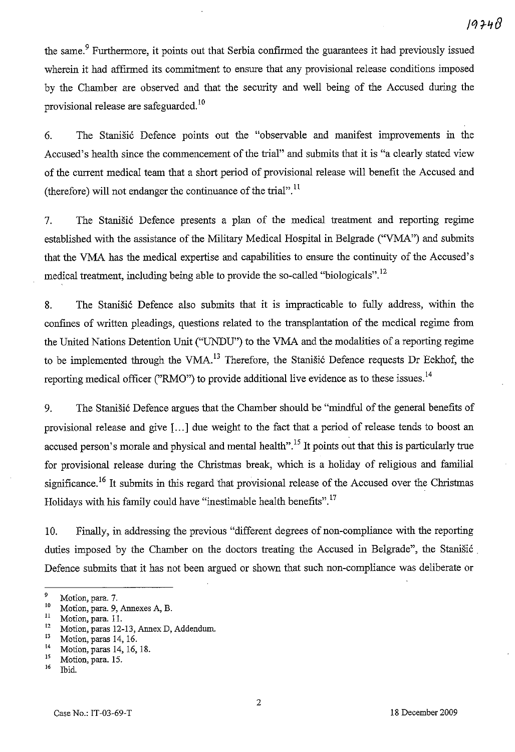the same.[9] Furthermore, it points out that Serbia confirmed the guarantees it had previously issued wherein it had affirmed its commitment to ensure that any provisional release conditions imposed by the Chamber are observed and that the security and well being of the Accused during the provisional release are safeguarded.[10]

6. The Stanišić Defence points out the "observable and manifest improvements in the Accused's health since the commencement of the trial" and submits that it is "a clearly stated view of the current medical team that a short period of provisional release will benefit the Accused and (therefore) will not endanger the continuance of the trial".[11]

7. The Stanišić Defence presents a plan of the medical treatment and reporting regime established with the assistance of the Military Medical Hospital in Belgrade ("VMA") and submits that the VMA has the medical expertise and capabilities to ensure the continuity of the Accused's medical treatment, including being able to provide the so-called "biologicals".[12]

8. The Stanišić Defence also submits that it is impracticable to fully address, within the confines of written pleadings, questions related to the transplantation of the medical regime from the United Nations Detention Unit ("UNDU") to the VMA and the modalities of a reporting regime to be implemented through the VMA.[13] Therefore, the Stanišić Defence requests Dr Eekhof, the reporting medical officer ("RMO") to provide additional live evidence as to these issues.[14]

9. The Stanišić Defence argues that the Chamber should be "mindful of the general benefits of provisional release and give [...] due weight to the fact that a period of release tends to boost an accused person's morale and physical and mental health".[15] It points out that this is particularly true for provisional release during the Christmas break, which is a holiday of religious and familial significance.[16] It submits in this regard that provisional release of the Accused over the Christmas Holidays with his family could have "inestimable health benefits".[17]

10. Finally, in addressing the previous "different degrees of non-compliance with the reporting duties imposed by the Chamber on the doctors treating the Accused in Belgrade", the Stanišić Defence submits that it has not been argued or shown that such non-compliance was deliberate or

---

[9] Motion, para. 7.

[10] Motion, para. 9, Annexes A, B.

[11] Motion, para. 11.

[12] Motion, paras 12-13, Annex D, Addendum.

[13] Motion, paras 14, 16.

[14] Motion, paras 14, 16, 18.

[15] Motion, para. 15.

[16] Ibid.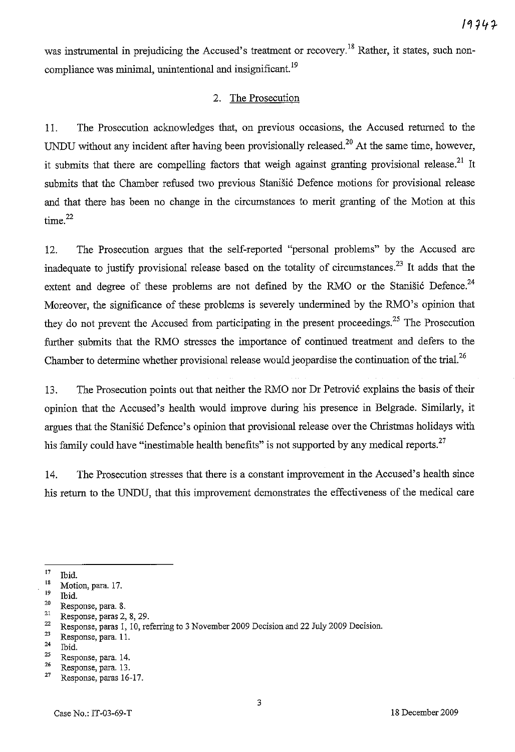was instrumental in prejudicing the Accused's treatment or recovery.[18] Rather, it states, such non-compliance was minimal, unintentional and insignificant.[19]

## 2. The Prosecution

11. The Prosecution acknowledges that, on previous occasions, the Accused returned to the UNDU without any incident after having been provisionally released.[20] At the same time, however, it submits that there are compelling factors that weigh against granting provisional release.[21] It submits that the Chamber refused two previous Stanišić Defence motions for provisional release and that there has been no change in the circumstances to merit granting of the Motion at this time.[22]

12. The Prosecution argues that the self-reported "personal problems" by the Accused are inadequate to justify provisional release based on the totality of circumstances.[23] It adds that the extent and degree of these problems are not defined by the RMO or the Stanišić Defence.[24] Moreover, the significance of these problems is severely undermined by the RMO's opinion that they do not prevent the Accused from participating in the present proceedings.[25] The Prosecution further submits that the RMO stresses the importance of continued treatment and defers to the Chamber to determine whether provisional release would jeopardise the continuation of the trial.[26]

13. The Prosecution points out that neither the RMO nor Dr Petrović explains the basis of their opinion that the Accused's health would improve during his presence in Belgrade. Similarly, it argues that the Stanišić Defence's opinion that provisional release over the Christmas holidays with his family could have "inestimable health benefits" is not supported by any medical reports.[27]

14. The Prosecution stresses that there is a constant improvement in the Accused's health since his return to the UNDU, that this improvement demonstrates the effectiveness of the medical care

---

[17] Ibid.

[18] Motion, para. 17.

[19] Ibid.

[20] Response, para. 8.

[21] Response, paras 2, 8, 29.

[22] Response, paras 1, 10, referring to 3 November 2009 Decision and 22 July 2009 Decision.

[23] Response, para. 11.

[24] Ibid.

[25] Response, para. 14.

[26] Response, para. 13.

[27] Response, paras 16-17.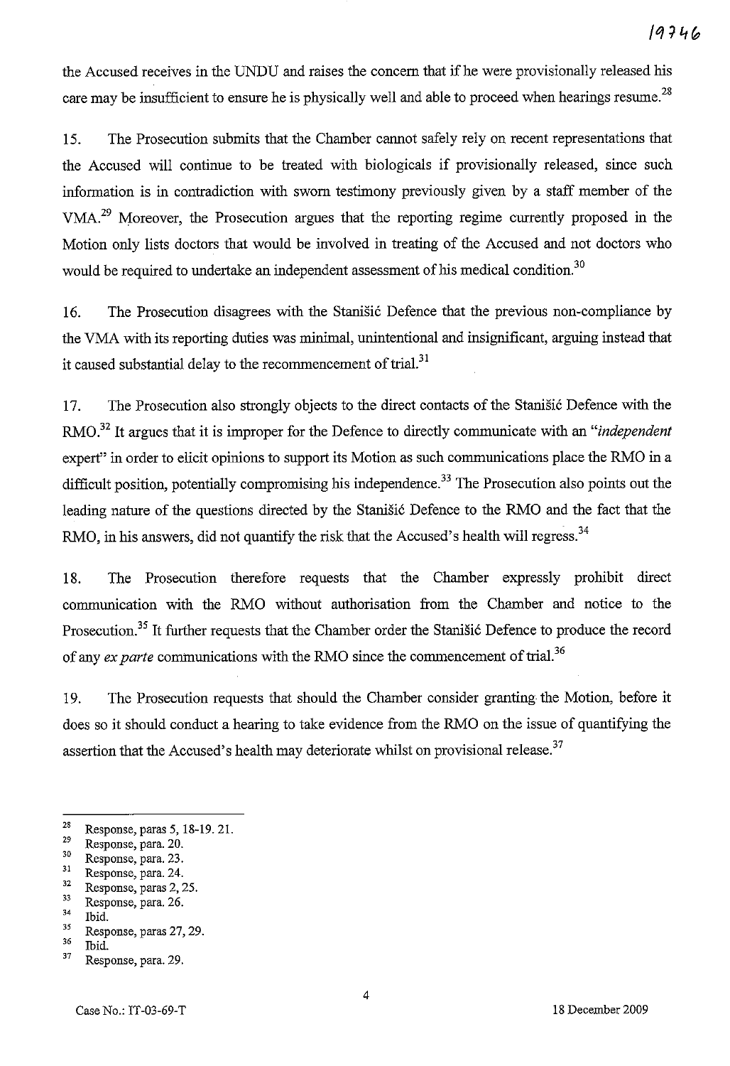the Accused receives in the UNDU and raises the concern that if he were provisionally released his care may be insufficient to ensure he is physically well and able to proceed when hearings resume.[28]

15. The Prosecution submits that the Chamber cannot safely rely on recent representations that the Accused will continue to be treated with biologicals if provisionally released, since such information is in contradiction with sworn testimony previously given by a staff member of the VMA.[29] Moreover, the Prosecution argues that the reporting regime currently proposed in the Motion only lists doctors that would be involved in treating of the Accused and not doctors who would be required to undertake an independent assessment of his medical condition.[30]

16. The Prosecution disagrees with the Stanišić Defence that the previous non-compliance by the VMA with its reporting duties was minimal, unintentional and insignificant, arguing instead that it caused substantial delay to the recommencement of trial.[31]

17. The Prosecution also strongly objects to the direct contacts of the Stanišić Defence with the RMO.[32] It argues that it is improper for the Defence to directly communicate with an "*independent* expert" in order to elicit opinions to support its Motion as such communications place the RMO in a difficult position, potentially compromising his independence.[33] The Prosecution also points out the leading nature of the questions directed by the Stanišić Defence to the RMO and the fact that the RMO, in his answers, did not quantify the risk that the Accused's health will regress.[34]

18. The Prosecution therefore requests that the Chamber expressly prohibit direct communication with the RMO without authorisation from the Chamber and notice to the Prosecution.[35] It further requests that the Chamber order the Stanišić Defence to produce the record of any *ex parte* communications with the RMO since the commencement of trial.[36]

19. The Prosecution requests that should the Chamber consider granting the Motion, before it does so it should conduct a hearing to take evidence from the RMO on the issue of quantifying the assertion that the Accused's health may deteriorate whilst on provisional release.[37]

---

[28] Response, paras 5, 18-19. 21.
[29] Response, para. 20.
[30] Response, para. 23.
[31] Response, para. 24.
[32] Response, paras 2, 25.
[33] Response, para. 26.
[34] Ibid.
[35] Response, paras 27, 29.
[36] Ibid.
[37] Response, para. 29.

Case No.: IT-03-69-T 18 December 2009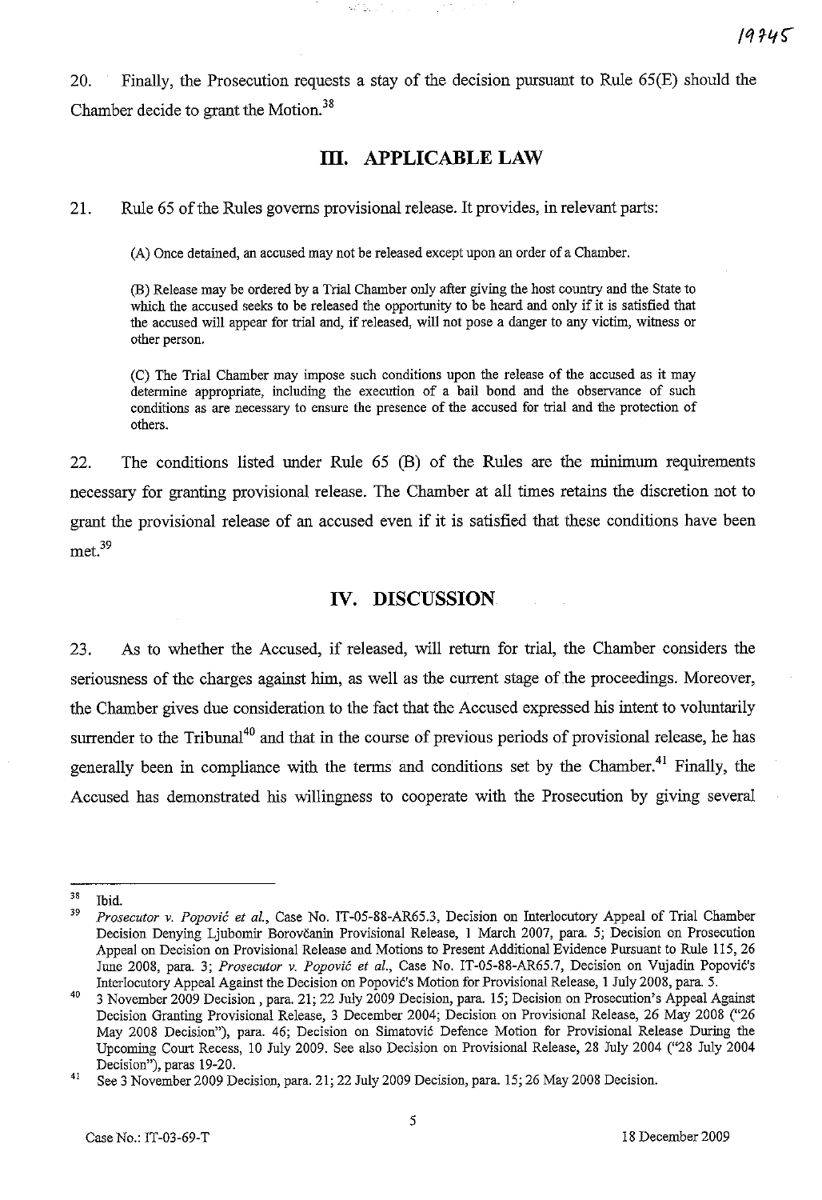20. Finally, the Prosecution requests a stay of the decision pursuant to Rule 65(E) should the Chamber decide to grant the Motion.[38]

## III. APPLICABLE LAW

21. Rule 65 of the Rules governs provisional release. It provides, in relevant parts:

> (A) Once detained, an accused may not be released except upon an order of a Chamber.
>
> (B) Release may be ordered by a Trial Chamber only after giving the host country and the State to which the accused seeks to be released the opportunity to be heard and only if it is satisfied that the accused will appear for trial and, if released, will not pose a danger to any victim, witness or other person.
>
> (C) The Trial Chamber may impose such conditions upon the release of the accused as it may determine appropriate, including the execution of a bail bond and the observance of such conditions as are necessary to ensure the presence of the accused for trial and the protection of others.

22. The conditions listed under Rule 65 (B) of the Rules are the minimum requirements necessary for granting provisional release. The Chamber at all times retains the discretion not to grant the provisional release of an accused even if it is satisfied that these conditions have been met.[39]

## IV. DISCUSSION

23. As to whether the Accused, if released, will return for trial, the Chamber considers the seriousness of the charges against him, as well as the current stage of the proceedings. Moreover, the Chamber gives due consideration to the fact that the Accused expressed his intent to voluntarily surrender to the Tribunal[40] and that in the course of previous periods of provisional release, he has generally been in compliance with the terms and conditions set by the Chamber.[41] Finally, the Accused has demonstrated his willingness to cooperate with the Prosecution by giving several

---

[38] Ibid.

[39] *Prosecutor v. Popović et al.*, Case No. IT-05-88-AR65.3, Decision on Interlocutory Appeal of Trial Chamber Decision Denying Ljubomir Borovčanin Provisional Release, 1 March 2007, para. 5; Decision on Prosecution Appeal on Decision on Provisional Release and Motions to Present Additional Evidence Pursuant to Rule 115, 26 June 2008, para. 3; *Prosecutor v. Popović et al.*, Case No. IT-05-88-AR65.7, Decision on Vujadin Popović's Interlocutory Appeal Against the Decision on Popović's Motion for Provisional Release, 1 July 2008, para. 5.

[40] 3 November 2009 Decision , para. 21; 22 July 2009 Decision, para. 15; Decision on Prosecution's Appeal Against Decision Granting Provisional Release, 3 December 2004; Decision on Provisional Release, 26 May 2008 ("26 May 2008 Decision"), para. 46; Decision on Simatović Defence Motion for Provisional Release During the Upcoming Court Recess, 10 July 2009. See also Decision on Provisional Release, 28 July 2004 ("28 July 2004 Decision"), paras 19-20.

[41] See 3 November 2009 Decision, para. 21; 22 July 2009 Decision, para. 15; 26 May 2008 Decision.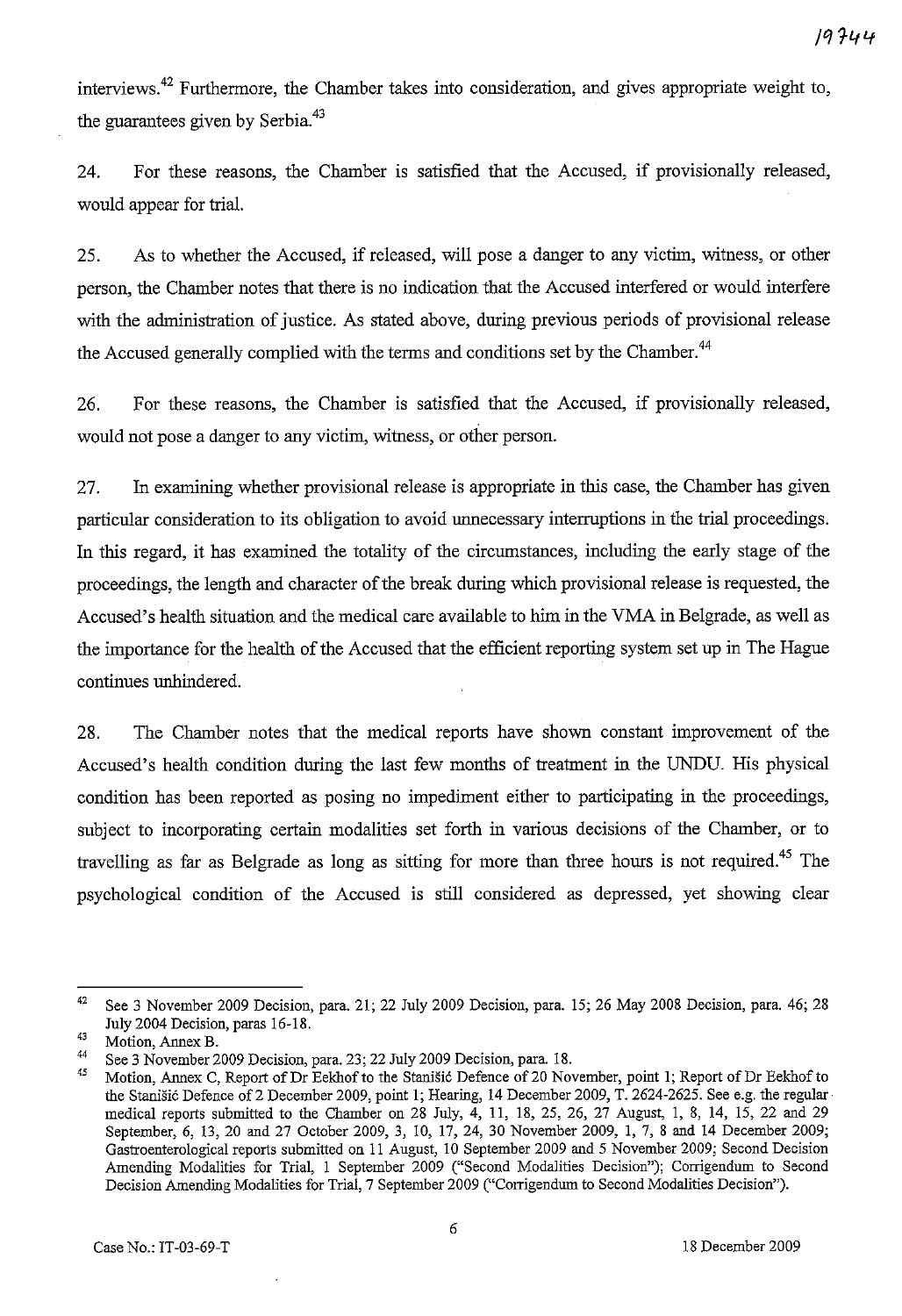interviews.[42] Furthermore, the Chamber takes into consideration, and gives appropriate weight to, the guarantees given by Serbia.[43]

24. For these reasons, the Chamber is satisfied that the Accused, if provisionally released, would appear for trial.

25. As to whether the Accused, if released, will pose a danger to any victim, witness, or other person, the Chamber notes that there is no indication that the Accused interfered or would interfere with the administration of justice. As stated above, during previous periods of provisional release the Accused generally complied with the terms and conditions set by the Chamber.[44]

26. For these reasons, the Chamber is satisfied that the Accused, if provisionally released, would not pose a danger to any victim, witness, or other person.

27. In examining whether provisional release is appropriate in this case, the Chamber has given particular consideration to its obligation to avoid unnecessary interruptions in the trial proceedings. In this regard, it has examined the totality of the circumstances, including the early stage of the proceedings, the length and character of the break during which provisional release is requested, the Accused's health situation and the medical care available to him in the VMA in Belgrade, as well as the importance for the health of the Accused that the efficient reporting system set up in The Hague continues unhindered.

28. The Chamber notes that the medical reports have shown constant improvement of the Accused's health condition during the last few months of treatment in the UNDU. His physical condition has been reported as posing no impediment either to participating in the proceedings, subject to incorporating certain modalities set forth in various decisions of the Chamber, or to travelling as far as Belgrade as long as sitting for more than three hours is not required.[45] The psychological condition of the Accused is still considered as depressed, yet showing clear

---

[42] See 3 November 2009 Decision, para. 21; 22 July 2009 Decision, para. 15; 26 May 2008 Decision, para. 46; 28 July 2004 Decision, paras 16-18.

[43] Motion, Annex B.

[44] See 3 November 2009 Decision, para. 23; 22 July 2009 Decision, para. 18.

[45] Motion, Annex C, Report of Dr Eekhof to the Stanišić Defence of 20 November, point 1; Report of Dr Eekhof to the Stanišić Defence of 2 December 2009, point 1; Hearing, 14 December 2009, T. 2624-2625. See e.g. the regular medical reports submitted to the Chamber on 28 July, 4, 11, 18, 25, 26, 27 August, 1, 8, 14, 15, 22 and 29 September, 6, 13, 20 and 27 October 2009, 3, 10, 17, 24, 30 November 2009, 1, 7, 8 and 14 December 2009; Gastroenterological reports submitted on 11 August, 10 September 2009 and 5 November 2009; Second Decision Amending Modalities for Trial, 1 September 2009 ("Second Modalities Decision"); Corrigendum to Second Decision Amending Modalities for Trial, 7 September 2009 ("Corrigendum to Second Modalities Decision").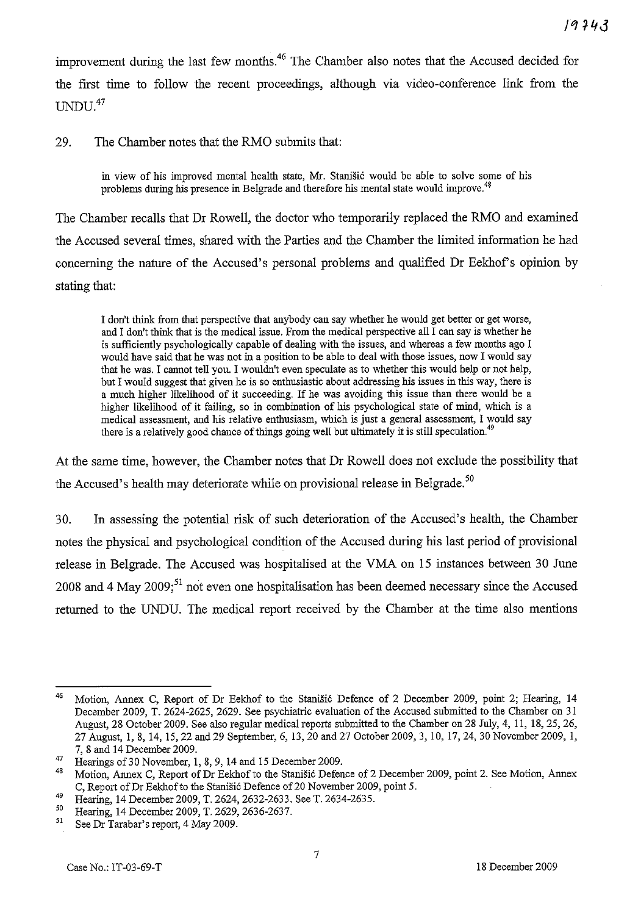improvement during the last few months.[46] The Chamber also notes that the Accused decided for the first time to follow the recent proceedings, although via video-conference link from the UNDU.[47]

29. The Chamber notes that the RMO submits that:

> in view of his improved mental health state, Mr. Stanišić would be able to solve some of his problems during his presence in Belgrade and therefore his mental state would improve.[48]

The Chamber recalls that Dr Rowell, the doctor who temporarily replaced the RMO and examined the Accused several times, shared with the Parties and the Chamber the limited information he had concerning the nature of the Accused's personal problems and qualified Dr Eekhof's opinion by stating that:

> I don't think from that perspective that anybody can say whether he would get better or get worse, and I don't think that is the medical issue. From the medical perspective all I can say is whether he is sufficiently psychologically capable of dealing with the issues, and whereas a few months ago I would have said that he was not in a position to be able to deal with those issues, now I would say that he was. I cannot tell you. I wouldn't even speculate as to whether this would help or not help, but I would suggest that given he is so enthusiastic about addressing his issues in this way, there is a much higher likelihood of it succeeding. If he was avoiding this issue than there would be a higher likelihood of it failing, so in combination of his psychological state of mind, which is a medical assessment, and his relative enthusiasm, which is just a general assessment, I would say there is a relatively good chance of things going well but ultimately it is still speculation.[49]

At the same time, however, the Chamber notes that Dr Rowell does not exclude the possibility that the Accused's health may deteriorate while on provisional release in Belgrade.[50]

30. In assessing the potential risk of such deterioration of the Accused's health, the Chamber notes the physical and psychological condition of the Accused during his last period of provisional release in Belgrade. The Accused was hospitalised at the VMA on 15 instances between 30 June 2008 and 4 May 2009;[51] not even one hospitalisation has been deemed necessary since the Accused returned to the UNDU. The medical report received by the Chamber at the time also mentions

---

[46] Motion, Annex C, Report of Dr Eekhof to the Stanišić Defence of 2 December 2009, point 2; Hearing, 14 December 2009, T. 2624-2625, 2629. See psychiatric evaluation of the Accused submitted to the Chamber on 31 August, 28 October 2009. See also regular medical reports submitted to the Chamber on 28 July, 4, 11, 18, 25, 26, 27 August, 1, 8, 14, 15, 22 and 29 September, 6, 13, 20 and 27 October 2009, 3, 10, 17, 24, 30 November 2009, 1, 7, 8 and 14 December 2009.

[47] Hearings of 30 November, 1, 8, 9, 14 and 15 December 2009.

[48] Motion, Annex C, Report of Dr Eekhof to the Stanišić Defence of 2 December 2009, point 2. See Motion, Annex C, Report of Dr Eekhof to the Stanišić Defence of 20 November 2009, point 5.

[49] Hearing, 14 December 2009, T. 2624, 2632-2633. See T. 2634-2635.

[50] Hearing, 14 December 2009, T. 2629, 2636-2637.

[51] See Dr Tarabar's report, 4 May 2009.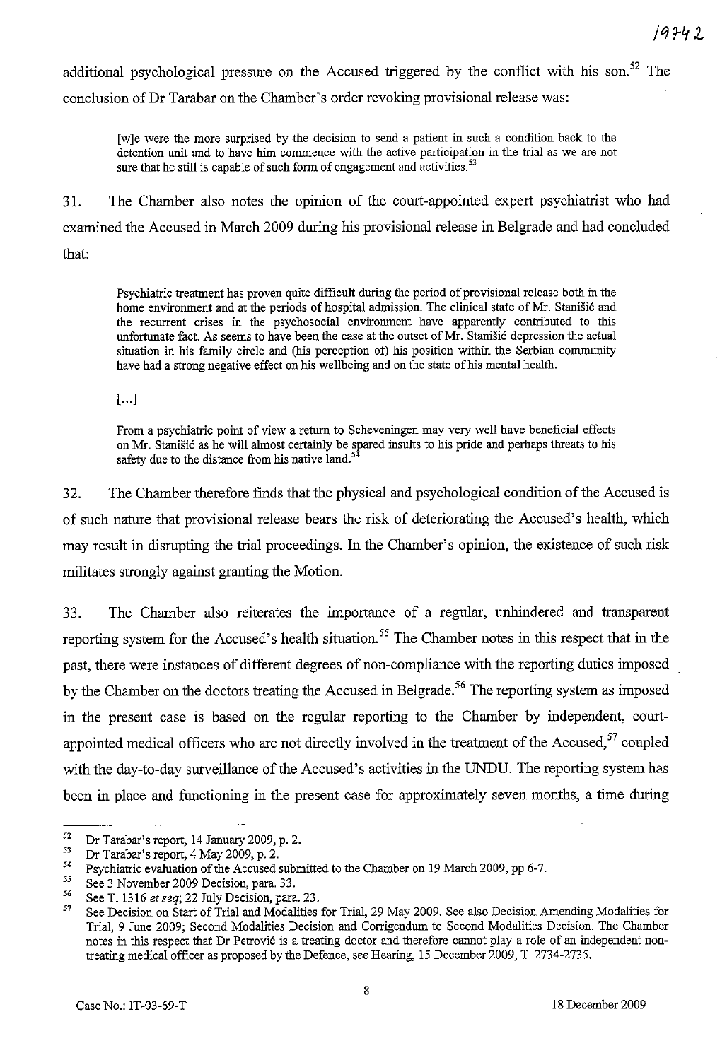additional psychological pressure on the Accused triggered by the conflict with his son.[52] The conclusion of Dr Tarabar on the Chamber's order revoking provisional release was:

> [w]e were the more surprised by the decision to send a patient in such a condition back to the detention unit and to have him commence with the active participation in the trial as we are not sure that he still is capable of such form of engagement and activities.[53]

31. The Chamber also notes the opinion of the court-appointed expert psychiatrist who had examined the Accused in March 2009 during his provisional release in Belgrade and had concluded that:

> Psychiatric treatment has proven quite difficult during the period of provisional release both in the home environment and at the periods of hospital admission. The clinical state of Mr. Stanišić and the recurrent crises in the psychosocial environment have apparently contributed to this unfortunate fact. As seems to have been the case at the outset of Mr. Stanišić depression the actual situation in his family circle and (his perception of) his position within the Serbian community have had a strong negative effect on his wellbeing and on the state of his mental health.
>
> [...]
>
> From a psychiatric point of view a return to Scheveningen may very well have beneficial effects on Mr. Stanišić as he will almost certainly be spared insults to his pride and perhaps threats to his safety due to the distance from his native land.[54]

32. The Chamber therefore finds that the physical and psychological condition of the Accused is of such nature that provisional release bears the risk of deteriorating the Accused's health, which may result in disrupting the trial proceedings. In the Chamber's opinion, the existence of such risk militates strongly against granting the Motion.

33. The Chamber also reiterates the importance of a regular, unhindered and transparent reporting system for the Accused's health situation.[55] The Chamber notes in this respect that in the past, there were instances of different degrees of non-compliance with the reporting duties imposed by the Chamber on the doctors treating the Accused in Belgrade.[56] The reporting system as imposed in the present case is based on the regular reporting to the Chamber by independent, court-appointed medical officers who are not directly involved in the treatment of the Accused,[57] coupled with the day-to-day surveillance of the Accused's activities in the UNDU. The reporting system has been in place and functioning in the present case for approximately seven months, a time during

---

[52] Dr Tarabar's report, 14 January 2009, p. 2.

[53] Dr Tarabar's report, 4 May 2009, p. 2.

[54] Psychiatric evaluation of the Accused submitted to the Chamber on 19 March 2009, pp 6-7.

[55] See 3 November 2009 Decision, para. 33.

[56] See T. 1316 *et seq*; 22 July Decision, para. 23.

[57] See Decision on Start of Trial and Modalities for Trial, 29 May 2009. See also Decision Amending Modalities for Trial, 9 June 2009; Second Modalities Decision and Corrigendum to Second Modalities Decision. The Chamber notes in this respect that Dr Petrović is a treating doctor and therefore cannot play a role of an independent non-treating medical officer as proposed by the Defence, see Hearing, 15 December 2009, T. 2734-2735.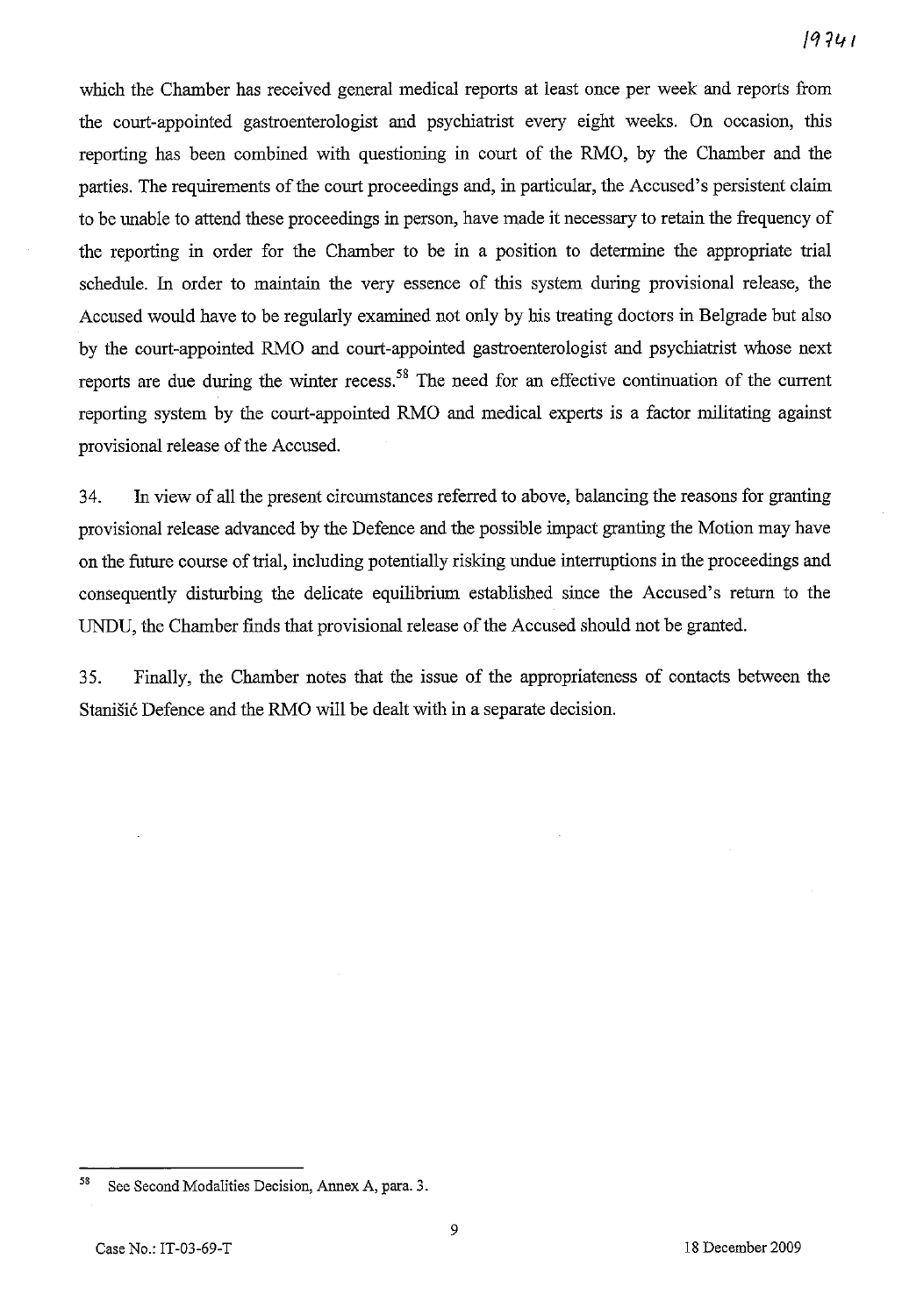which the Chamber has received general medical reports at least once per week and reports from the court-appointed gastroenterologist and psychiatrist every eight weeks. On occasion, this reporting has been combined with questioning in court of the RMO, by the Chamber and the parties. The requirements of the court proceedings and, in particular, the Accused's persistent claim to be unable to attend these proceedings in person, have made it necessary to retain the frequency of the reporting in order for the Chamber to be in a position to determine the appropriate trial schedule. In order to maintain the very essence of this system during provisional release, the Accused would have to be regularly examined not only by his treating doctors in Belgrade but also by the court-appointed RMO and court-appointed gastroenterologist and psychiatrist whose next reports are due during the winter recess.[58] The need for an effective continuation of the current reporting system by the court-appointed RMO and medical experts is a factor militating against provisional release of the Accused.

34. In view of all the present circumstances referred to above, balancing the reasons for granting provisional release advanced by the Defence and the possible impact granting the Motion may have on the future course of trial, including potentially risking undue interruptions in the proceedings and consequently disturbing the delicate equilibrium established since the Accused's return to the UNDU, the Chamber finds that provisional release of the Accused should not be granted.

35. Finally, the Chamber notes that the issue of the appropriateness of contacts between the Stanišić Defence and the RMO will be dealt with in a separate decision.

---

[58] See Second Modalities Decision, Annex A, para. 3.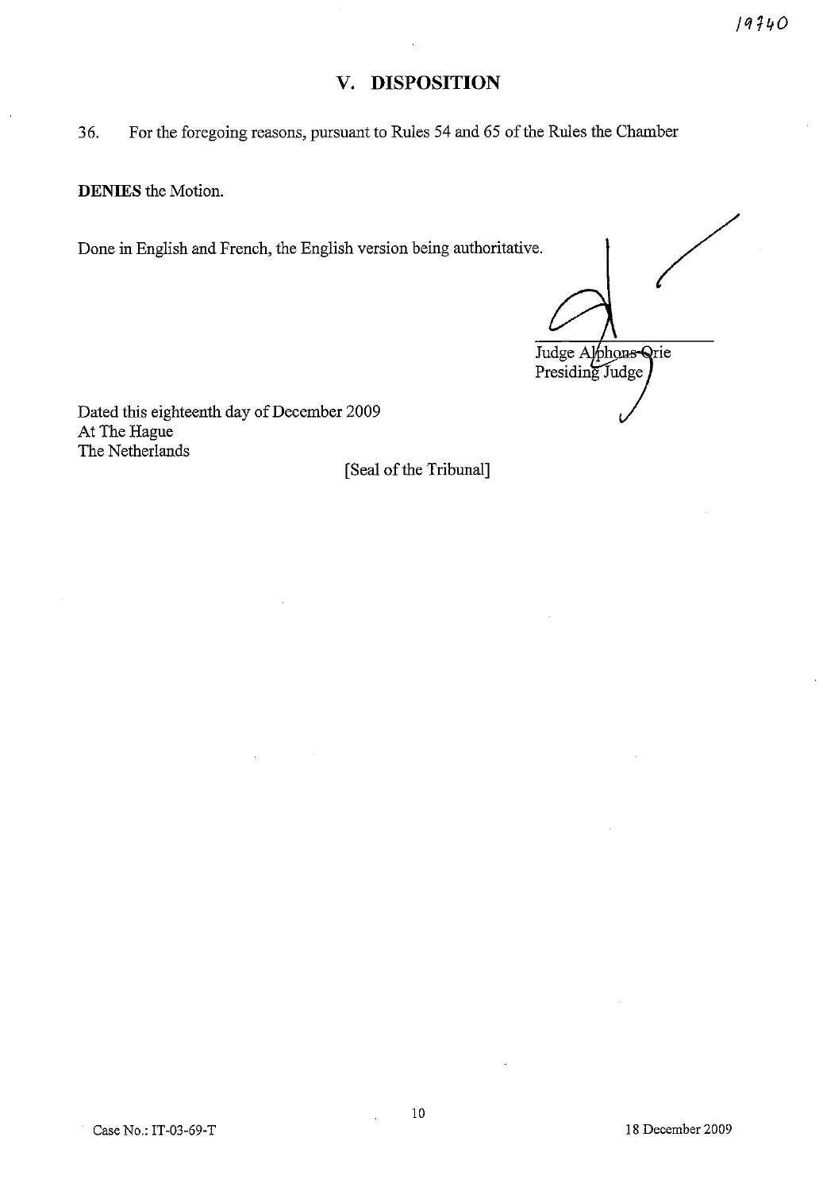## V. DISPOSITION

36. For the foregoing reasons, pursuant to Rules 54 and 65 of the Rules the Chamber

**DENIES** the Motion.

Done in English and French, the English version being authoritative.

Judge Alphons Orie
Presiding Judge

Dated this eighteenth day of December 2009
At The Hague
The Netherlands

[Seal of the Tribunal]